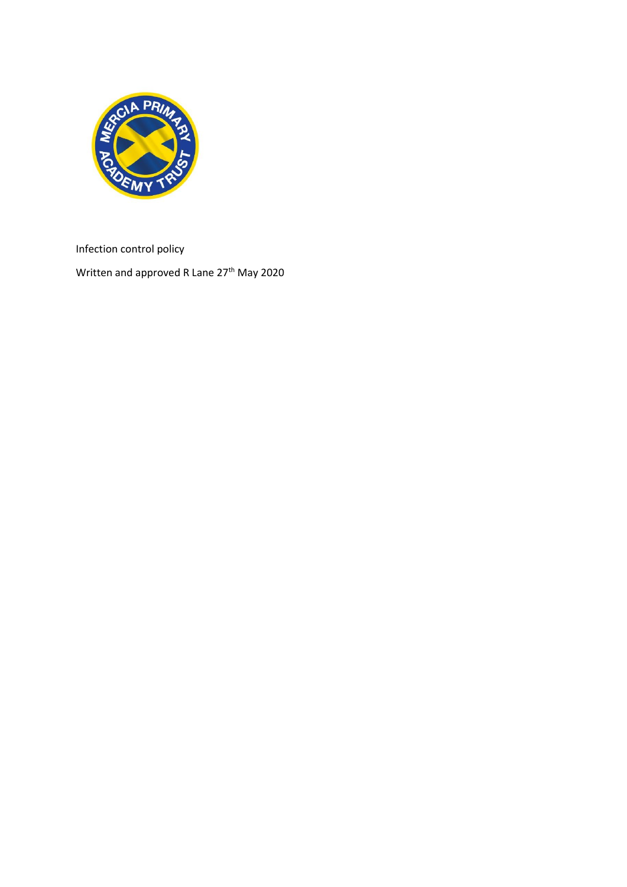Infection control policy

Written and approved R Lane 27th May 2020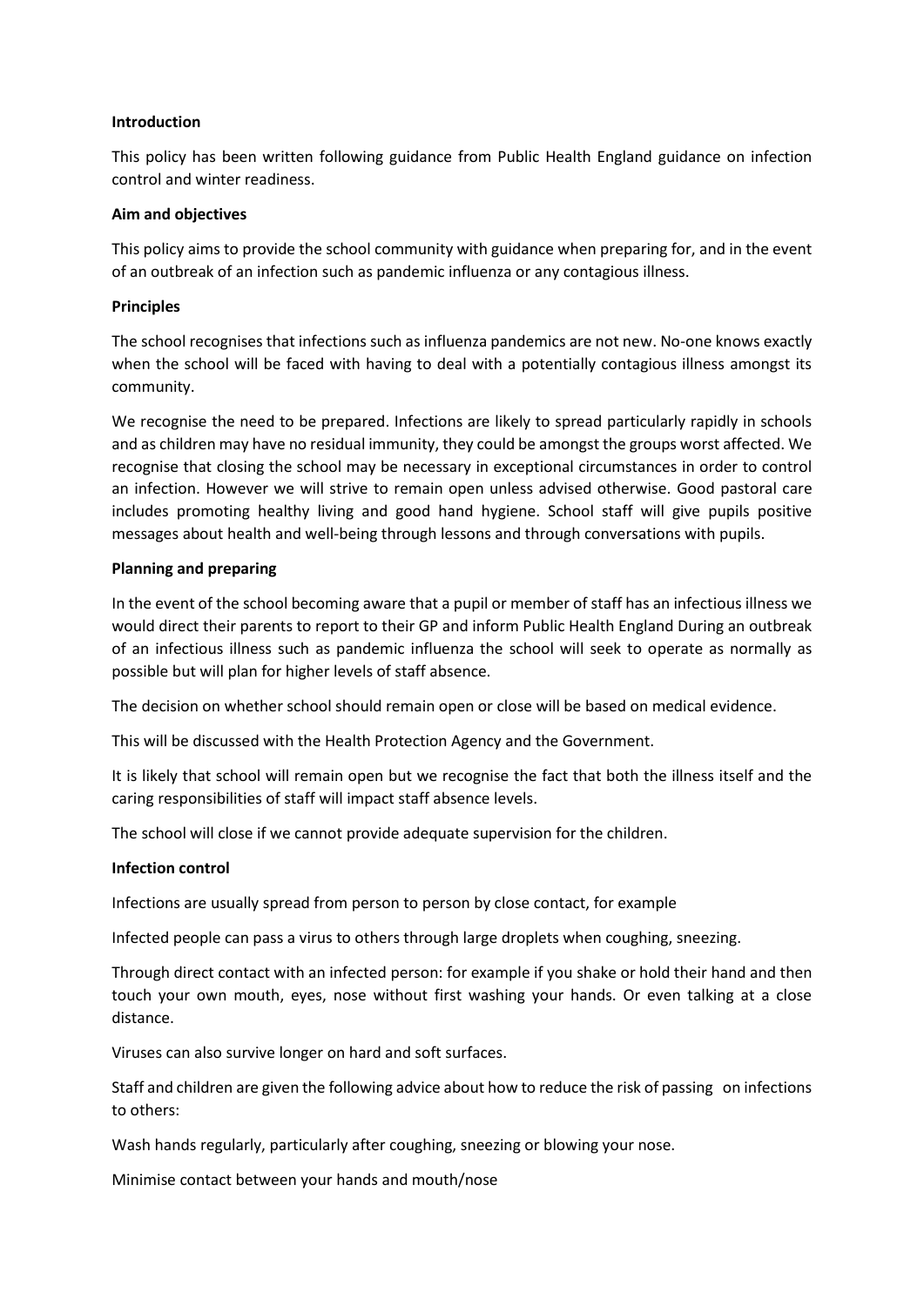**Introduction**

This policy has been written following guidance from Public Health England guidance on infection control and winter readiness.

**Aim and objectives**

This policy aims to provide the school community with guidance when preparing for, and in the event of an outbreak of an infection such as pandemic influenza or any contagious illness.

**Principles**

The school recognises that infections such as influenza pandemics are not new. No-one knows exactly when the school will be faced with having to deal with a potentially contagious illness amongst its community.

We recognise the need to be prepared. Infections are likely to spread particularly rapidly in schools and as children may have no residual immunity, they could be amongst the groups worst affected. We recognise that closing the school may be necessary in exceptional circumstances in order to control an infection. However we will strive to remain open unless advised otherwise. Good pastoral care includes promoting healthy living and good hand hygiene. School staff will give pupils positive messages about health and well-being through lessons and through conversations with pupils.

**Planning and preparing**

In the event of the school becoming aware that a pupil or member of staff has an infectious illness we would direct their parents to report to their GP and inform Public Health England During an outbreak of an infectious illness such as pandemic influenza the school will seek to operate as normally as possible but will plan for higher levels of staff absence.

The decision on whether school should remain open or close will be based on medical evidence.

This will be discussed with the Health Protection Agency and the Government.

It is likely that school will remain open but we recognise the fact that both the illness itself and the caring responsibilities of staff will impact staff absence levels.

The school will close if we cannot provide adequate supervision for the children.

**Infection control**

Infections are usually spread from person to person by close contact, for example

Infected people can pass a virus to others through large droplets when coughing, sneezing.

Through direct contact with an infected person: for example if you shake or hold their hand and then touch your own mouth, eyes, nose without first washing your hands. Or even talking at a close distance.

Viruses can also survive longer on hard and soft surfaces.

Staff and children are given the following advice about how to reduce the risk of passing on infections to others:

Wash hands regularly, particularly after coughing, sneezing or blowing your nose.

Minimise contact between your hands and mouth/nose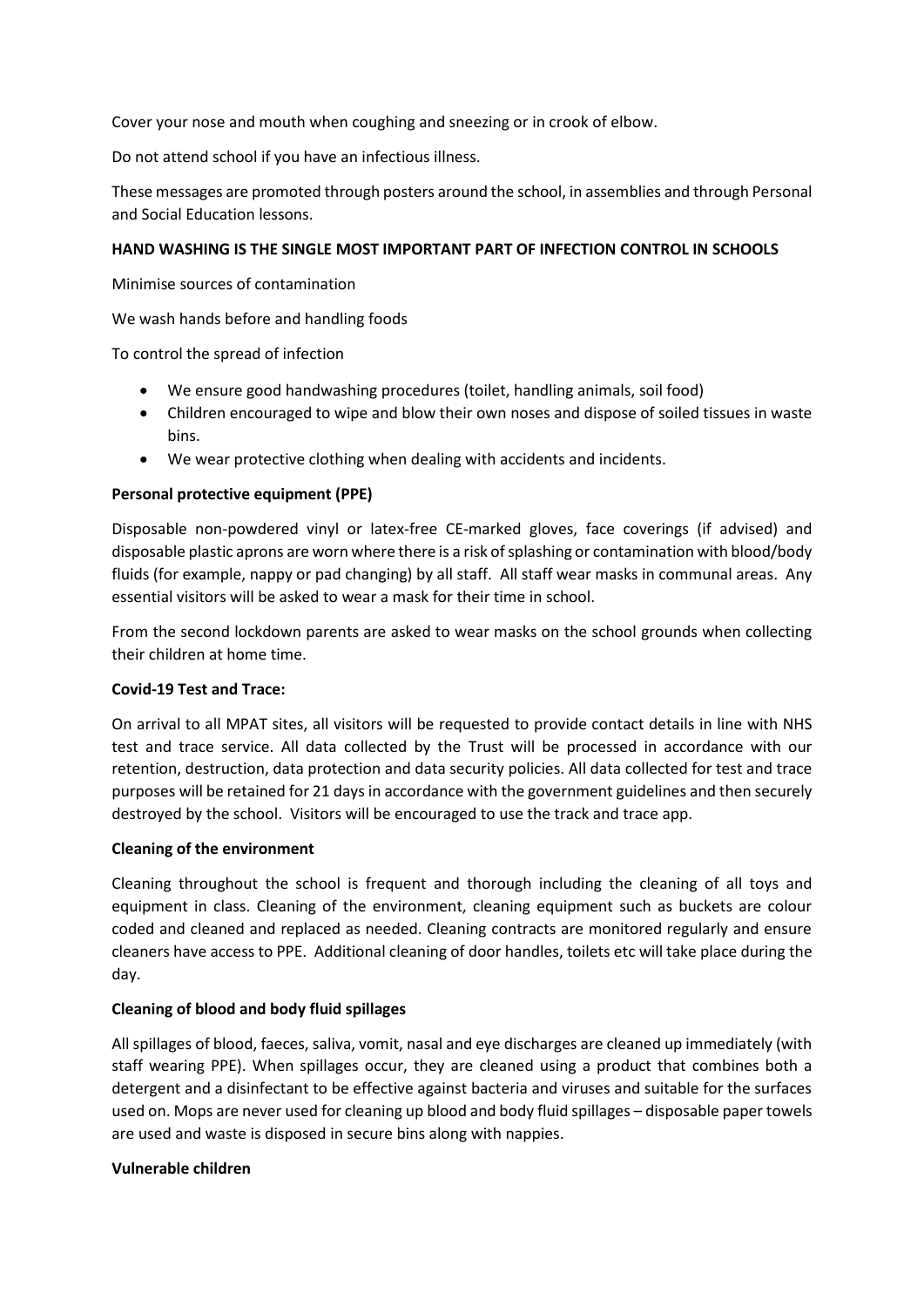Cover your nose and mouth when coughing and sneezing or in crook of elbow.

Do not attend school if you have an infectious illness.

These messages are promoted through posters around the school, in assemblies and through Personal and Social Education lessons.

**HAND WASHING IS THE SINGLE MOST IMPORTANT PART OF INFECTION CONTROL IN SCHOOLS**

Minimise sources of contamination

We wash hands before and handling foods

To control the spread of infection

- We ensure good handwashing procedures (toilet, handling animals, soil food)
- Children encouraged to wipe and blow their own noses and dispose of soiled tissues in waste bins.
- We wear protective clothing when dealing with accidents and incidents.

**Personal protective equipment (PPE)**

Disposable non-powdered vinyl or latex-free CE-marked gloves, face coverings (if advised) and disposable plastic aprons are worn where there is a risk of splashing or contamination with blood/body fluids (for example, nappy or pad changing) by all staff. All staff wear masks in communal areas. Any essential visitors will be asked to wear a mask for their time in school.

From the second lockdown parents are asked to wear masks on the school grounds when collecting their children at home time.

**Covid-19 Test and Trace:**

On arrival to all MPAT sites, all visitors will be requested to provide contact details in line with NHS test and trace service. All data collected by the Trust will be processed in accordance with our retention, destruction, data protection and data security policies. All data collected for test and trace purposes will be retained for 21 days in accordance with the government guidelines and then securely destroyed by the school. Visitors will be encouraged to use the track and trace app.

**Cleaning of the environment**

Cleaning throughout the school is frequent and thorough including the cleaning of all toys and equipment in class. Cleaning of the environment, cleaning equipment such as buckets are colour coded and cleaned and replaced as needed. Cleaning contracts are monitored regularly and ensure cleaners have access to PPE. Additional cleaning of door handles, toilets etc will take place during the day.

**Cleaning of blood and body fluid spillages**

All spillages of blood, faeces, saliva, vomit, nasal and eye discharges are cleaned up immediately (with staff wearing PPE). When spillages occur, they are cleaned using a product that combines both a detergent and a disinfectant to be effective against bacteria and viruses and suitable for the surfaces used on. Mops are never used for cleaning up blood and body fluid spillages – disposable paper towels are used and waste is disposed in secure bins along with nappies.

**Vulnerable children**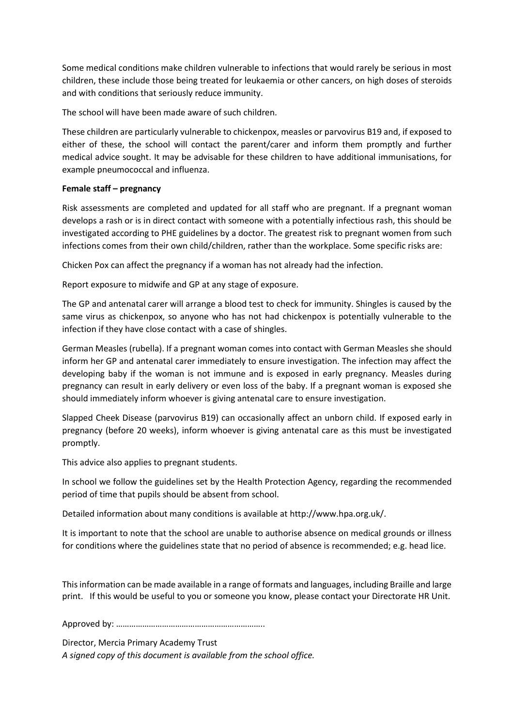Some medical conditions make children vulnerable to infections that would rarely be serious in most children, these include those being treated for leukaemia or other cancers, on high doses of steroids and with conditions that seriously reduce immunity.

The school will have been made aware of such children.

These children are particularly vulnerable to chickenpox, measles or parvovirus B19 and, if exposed to either of these, the school will contact the parent/carer and inform them promptly and further medical advice sought. It may be advisable for these children to have additional immunisations, for example pneumococcal and influenza.

**Female staff – pregnancy**

Risk assessments are completed and updated for all staff who are pregnant. If a pregnant woman develops a rash or is in direct contact with someone with a potentially infectious rash, this should be investigated according to PHE guidelines by a doctor. The greatest risk to pregnant women from such infections comes from their own child/children, rather than the workplace. Some specific risks are:

Chicken Pox can affect the pregnancy if a woman has not already had the infection.

Report exposure to midwife and GP at any stage of exposure.

The GP and antenatal carer will arrange a blood test to check for immunity. Shingles is caused by the same virus as chickenpox, so anyone who has not had chickenpox is potentially vulnerable to the infection if they have close contact with a case of shingles.

German Measles (rubella). If a pregnant woman comes into contact with German Measles she should inform her GP and antenatal carer immediately to ensure investigation. The infection may affect the developing baby if the woman is not immune and is exposed in early pregnancy. Measles during pregnancy can result in early delivery or even loss of the baby. If a pregnant woman is exposed she should immediately inform whoever is giving antenatal care to ensure investigation.

Slapped Cheek Disease (parvovirus B19) can occasionally affect an unborn child. If exposed early in pregnancy (before 20 weeks), inform whoever is giving antenatal care as this must be investigated promptly.

This advice also applies to pregnant students.

In school we follow the guidelines set by the Health Protection Agency, regarding the recommended period of time that pupils should be absent from school.

Detailed information about many conditions is available at http://www.hpa.org.uk/.

It is important to note that the school are unable to authorise absence on medical grounds or illness for conditions where the guidelines state that no period of absence is recommended; e.g. head lice.

This information can be made available in a range of formats and languages, including Braille and large print. If this would be useful to you or someone you know, please contact your Directorate HR Unit.

Approved by: …………………………………………………………..

Director, Mercia Primary Academy Trust
*A signed copy of this document is available from the school office.*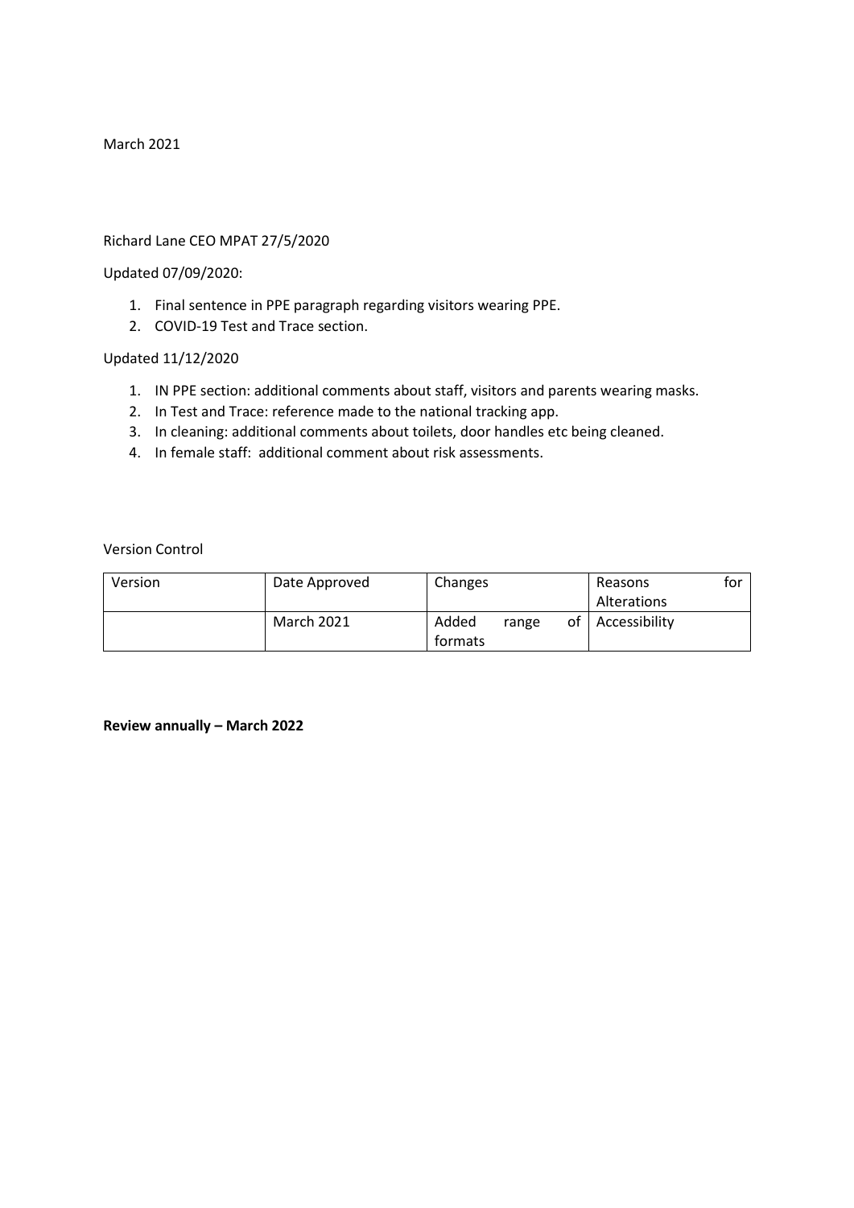March 2021

Richard Lane CEO MPAT 27/5/2020

Updated 07/09/2020:

1. Final sentence in PPE paragraph regarding visitors wearing PPE.
2. COVID-19 Test and Trace section.

Updated 11/12/2020

1. IN PPE section: additional comments about staff, visitors and parents wearing masks.
2. In Test and Trace: reference made to the national tracking app.
3. In cleaning: additional comments about toilets, door handles etc being cleaned.
4. In female staff: additional comment about risk assessments.

Version Control

| Version | Date Approved | Changes | Reasons for Alterations |
|---|---|---|---|
| | March 2021 | Added range of formats | Accessibility |

**Review annually – March 2022**